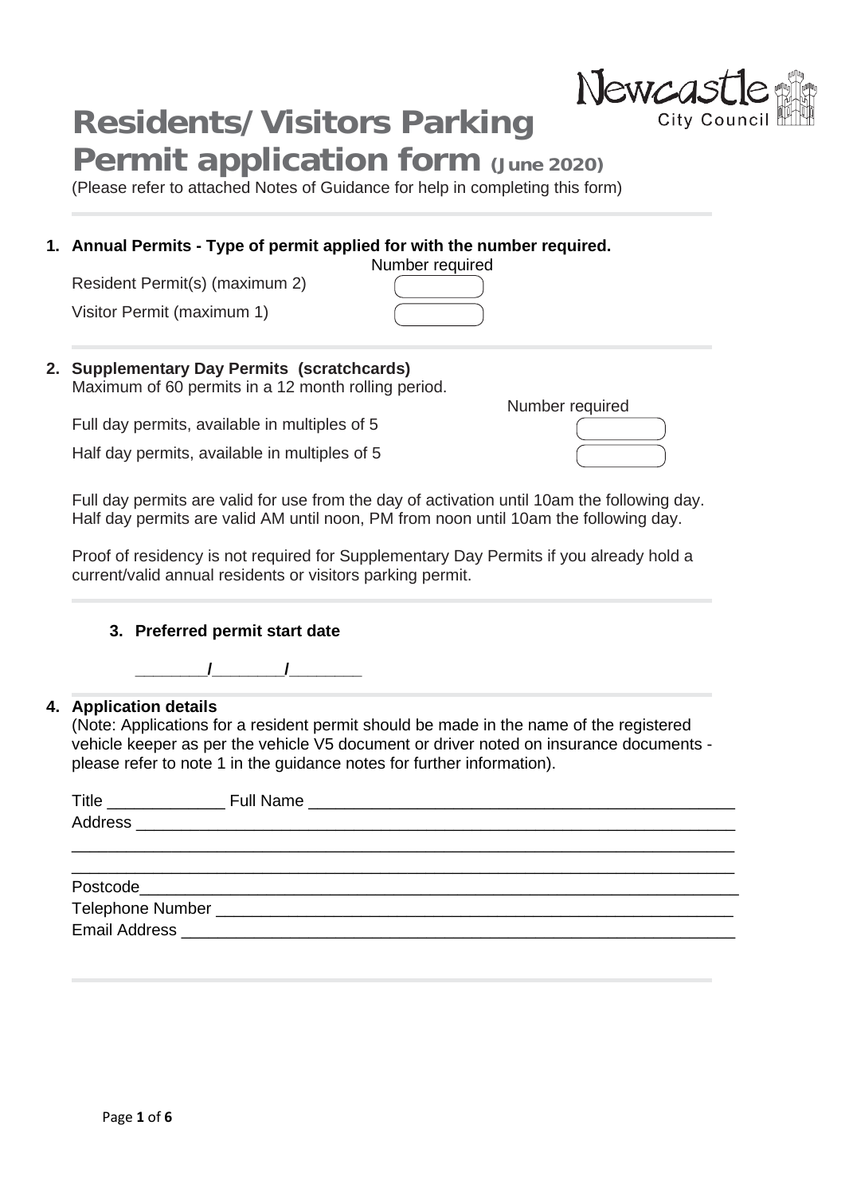# Residents/Visitors Parking Permit application form (June 2020)

(Please refer to attached Notes of Guidance for help in completing this form)

---

**1. Annual Permits - Type of permit applied for with the number required.**

| | Number required |
|---|---|
| Resident Permit(s) (maximum 2) | |
| Visitor Permit (maximum 1) | |

---

**2. Supplementary Day Permits (scratchcards)**

Maximum of 60 permits in a 12 month rolling period.

| | Number required |
|---|---|
| Full day permits, available in multiples of 5 | |
| Half day permits, available in multiples of 5 | |

Full day permits are valid for use from the day of activation until 10am the following day. Half day permits are valid AM until noon, PM from noon until 10am the following day.

Proof of residency is not required for Supplementary Day Permits if you already hold a current/valid annual residents or visitors parking permit.

---

**3. Preferred permit start date**

________/________/________

---

**4. Application details**

(Note: Applications for a resident permit should be made in the name of the registered vehicle keeper as per the vehicle V5 document or driver noted on insurance documents - please refer to note 1 in the guidance notes for further information).

Title _____________ Full Name _________________________________________________

Address _________________________________________________________________

_______________________________________________________________________

_______________________________________________________________________

Postcode_________________________________________________________________

Telephone Number _________________________________________________________

Email Address ____________________________________________________________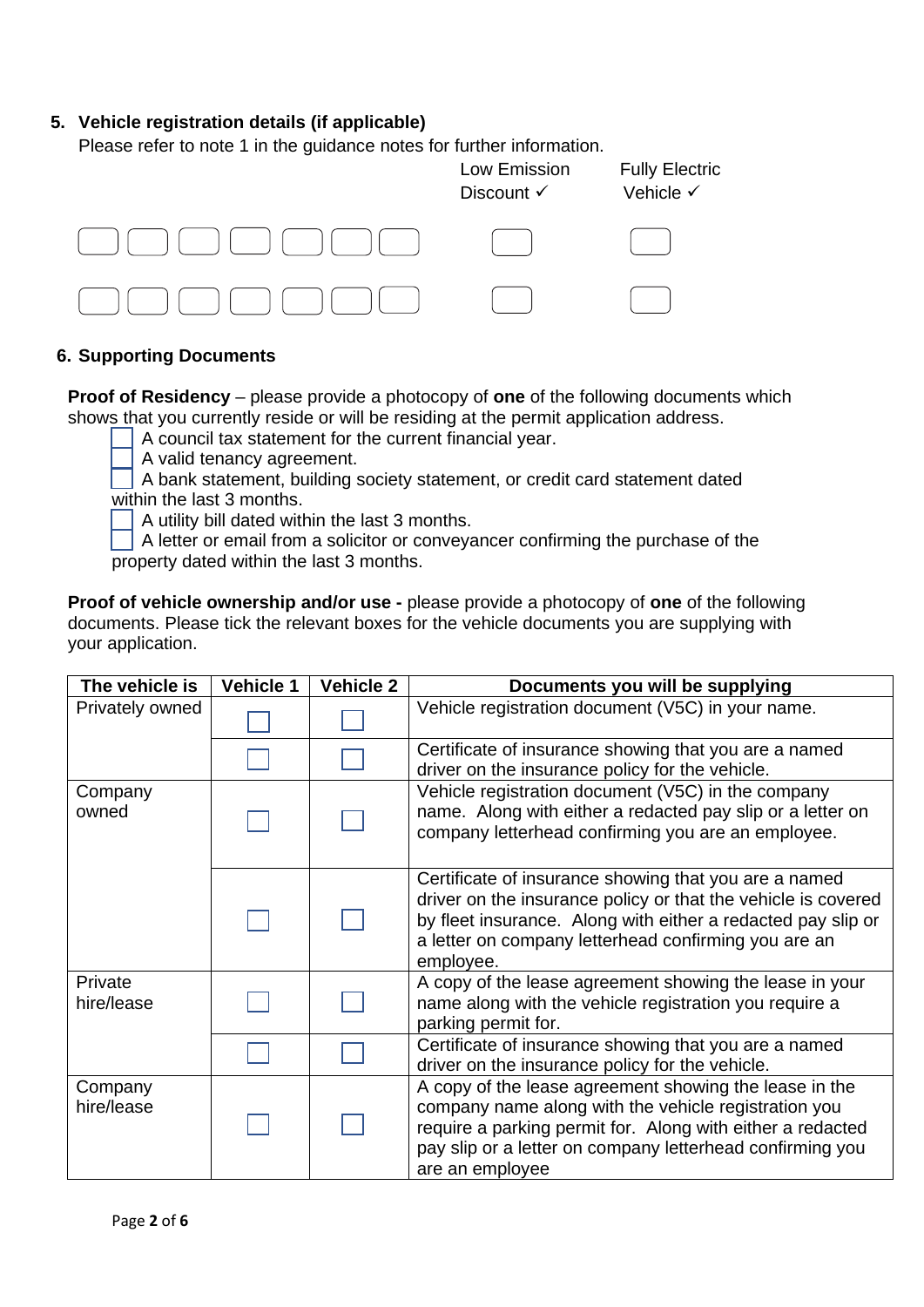## 5. Vehicle registration details (if applicable)

Please refer to note 1 in the guidance notes for further information.

| Vehicle registration | Low Emission Discount ✓ | Fully Electric Vehicle ✓ |
|---|---|---|
| ☐☐☐☐☐☐☐ | ☐ | ☐ |
| ☐☐☐☐☐☐☐ | ☐ | ☐ |

## 6. Supporting Documents

**Proof of Residency** – please provide a photocopy of **one** of the following documents which shows that you currently reside or will be residing at the permit application address.

- ☐ A council tax statement for the current financial year.
- ☐ A valid tenancy agreement.
- ☐ A bank statement, building society statement, or credit card statement dated within the last 3 months.
- ☐ A utility bill dated within the last 3 months.
- ☐ A letter or email from a solicitor or conveyancer confirming the purchase of the property dated within the last 3 months.

**Proof of vehicle ownership and/or use -** please provide a photocopy of **one** of the following documents. Please tick the relevant boxes for the vehicle documents you are supplying with your application.

| The vehicle is | Vehicle 1 | Vehicle 2 | Documents you will be supplying |
|---|---|---|---|
| Privately owned | ☐ | ☐ | Vehicle registration document (V5C) in your name. |
| | ☐ | ☐ | Certificate of insurance showing that you are a named driver on the insurance policy for the vehicle. |
| Company owned | ☐ | ☐ | Vehicle registration document (V5C) in the company name. Along with either a redacted pay slip or a letter on company letterhead confirming you are an employee. |
| | ☐ | ☐ | Certificate of insurance showing that you are a named driver on the insurance policy or that the vehicle is covered by fleet insurance. Along with either a redacted pay slip or a letter on company letterhead confirming you are an employee. |
| Private hire/lease | ☐ | ☐ | A copy of the lease agreement showing the lease in your name along with the vehicle registration you require a parking permit for. |
| | ☐ | ☐ | Certificate of insurance showing that you are a named driver on the insurance policy for the vehicle. |
| Company hire/lease | ☐ | ☐ | A copy of the lease agreement showing the lease in the company name along with the vehicle registration you require a parking permit for. Along with either a redacted pay slip or a letter on company letterhead confirming you are an employee |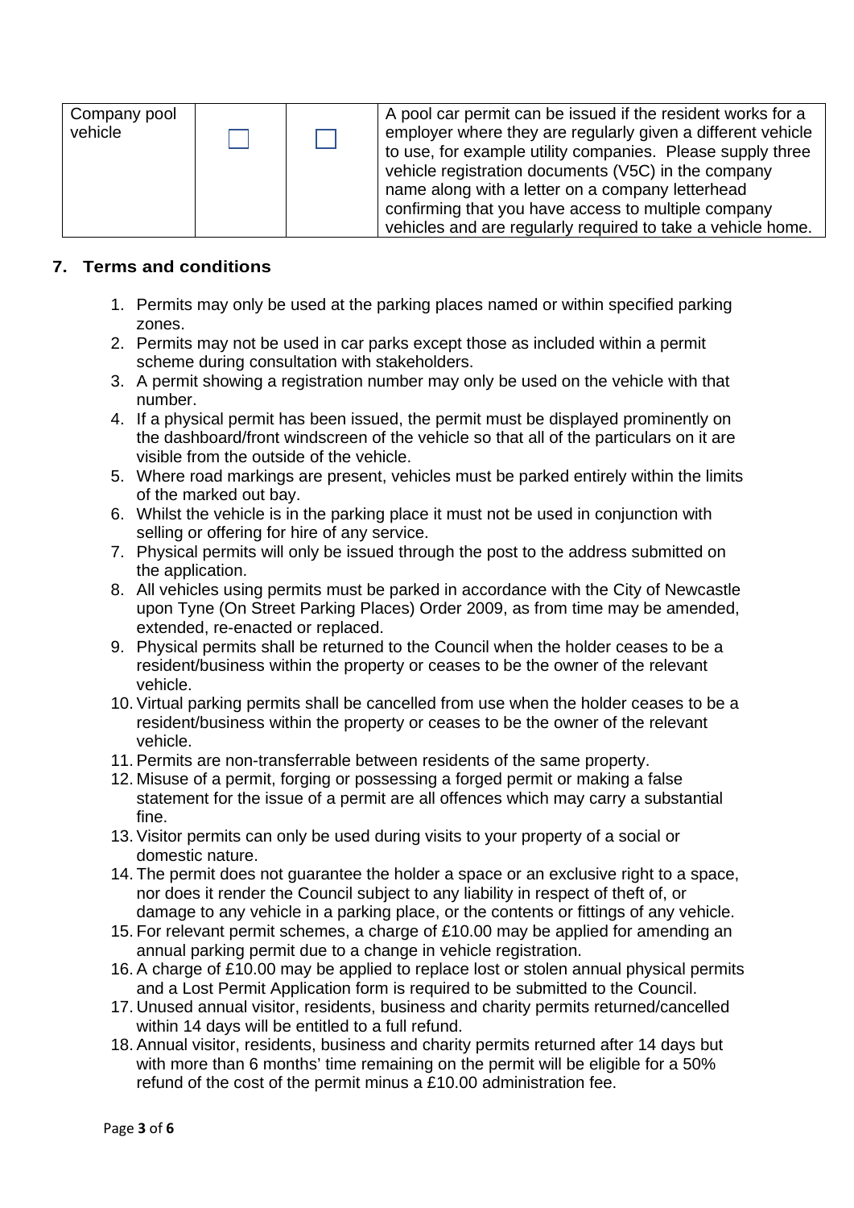| Company pool vehicle | ☐ | ☐ | A pool car permit can be issued if the resident works for a employer where they are regularly given a different vehicle to use, for example utility companies. Please supply three vehicle registration documents (V5C) in the company name along with a letter on a company letterhead confirming that you have access to multiple company vehicles and are regularly required to take a vehicle home. |
|---|---|---|---|

## 7. Terms and conditions

1. Permits may only be used at the parking places named or within specified parking zones.
2. Permits may not be used in car parks except those as included within a permit scheme during consultation with stakeholders.
3. A permit showing a registration number may only be used on the vehicle with that number.
4. If a physical permit has been issued, the permit must be displayed prominently on the dashboard/front windscreen of the vehicle so that all of the particulars on it are visible from the outside of the vehicle.
5. Where road markings are present, vehicles must be parked entirely within the limits of the marked out bay.
6. Whilst the vehicle is in the parking place it must not be used in conjunction with selling or offering for hire of any service.
7. Physical permits will only be issued through the post to the address submitted on the application.
8. All vehicles using permits must be parked in accordance with the City of Newcastle upon Tyne (On Street Parking Places) Order 2009, as from time may be amended, extended, re-enacted or replaced.
9. Physical permits shall be returned to the Council when the holder ceases to be a resident/business within the property or ceases to be the owner of the relevant vehicle.
10. Virtual parking permits shall be cancelled from use when the holder ceases to be a resident/business within the property or ceases to be the owner of the relevant vehicle.
11. Permits are non-transferrable between residents of the same property.
12. Misuse of a permit, forging or possessing a forged permit or making a false statement for the issue of a permit are all offences which may carry a substantial fine.
13. Visitor permits can only be used during visits to your property of a social or domestic nature.
14. The permit does not guarantee the holder a space or an exclusive right to a space, nor does it render the Council subject to any liability in respect of theft of, or damage to any vehicle in a parking place, or the contents or fittings of any vehicle.
15. For relevant permit schemes, a charge of £10.00 may be applied for amending an annual parking permit due to a change in vehicle registration.
16. A charge of £10.00 may be applied to replace lost or stolen annual physical permits and a Lost Permit Application form is required to be submitted to the Council.
17. Unused annual visitor, residents, business and charity permits returned/cancelled within 14 days will be entitled to a full refund.
18. Annual visitor, residents, business and charity permits returned after 14 days but with more than 6 months' time remaining on the permit will be eligible for a 50% refund of the cost of the permit minus a £10.00 administration fee.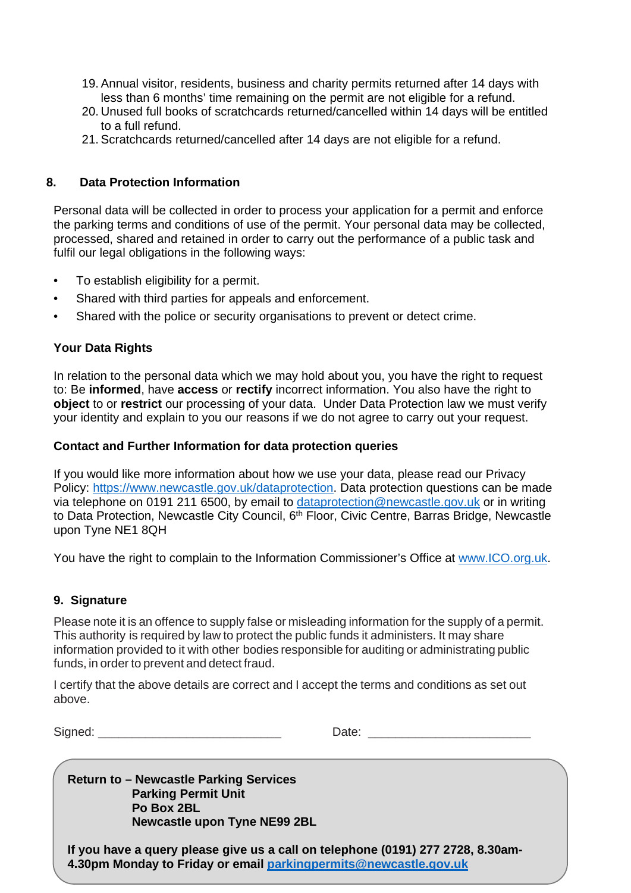19. Annual visitor, residents, business and charity permits returned after 14 days with less than 6 months' time remaining on the permit are not eligible for a refund.
20. Unused full books of scratchcards returned/cancelled within 14 days will be entitled to a full refund.
21. Scratchcards returned/cancelled after 14 days are not eligible for a refund.

## 8. Data Protection Information

Personal data will be collected in order to process your application for a permit and enforce the parking terms and conditions of use of the permit. Your personal data may be collected, processed, shared and retained in order to carry out the performance of a public task and fulfil our legal obligations in the following ways:

- To establish eligibility for a permit.
- Shared with third parties for appeals and enforcement.
- Shared with the police or security organisations to prevent or detect crime.

### Your Data Rights

In relation to the personal data which we may hold about you, you have the right to request to: Be **informed**, have **access** or **rectify** incorrect information. You also have the right to **object** to or **restrict** our processing of your data. Under Data Protection law we must verify your identity and explain to you our reasons if we do not agree to carry out your request.

### Contact and Further Information for data protection queries

If you would like more information about how we use your data, please read our Privacy Policy: https://www.newcastle.gov.uk/dataprotection. Data protection questions can be made via telephone on 0191 211 6500, by email to dataprotection@newcastle.gov.uk or in writing to Data Protection, Newcastle City Council, 6th Floor, Civic Centre, Barras Bridge, Newcastle upon Tyne NE1 8QH

You have the right to complain to the Information Commissioner's Office at www.ICO.org.uk.

## 9. Signature

Please note it is an offence to supply false or misleading information for the supply of a permit. This authority is required by law to protect the public funds it administers. It may share information provided to it with other bodies responsible for auditing or administrating public funds, in order to prevent and detect fraud.

I certify that the above details are correct and I accept the terms and conditions as set out above.

Signed: ___________________________ Date: ________________________

**Return to – Newcastle Parking Services**
**Parking Permit Unit**
**Po Box 2BL**
**Newcastle upon Tyne NE99 2BL**

**If you have a query please give us a call on telephone (0191) 277 2728, 8.30am-4.30pm Monday to Friday or email parkingpermits@newcastle.gov.uk**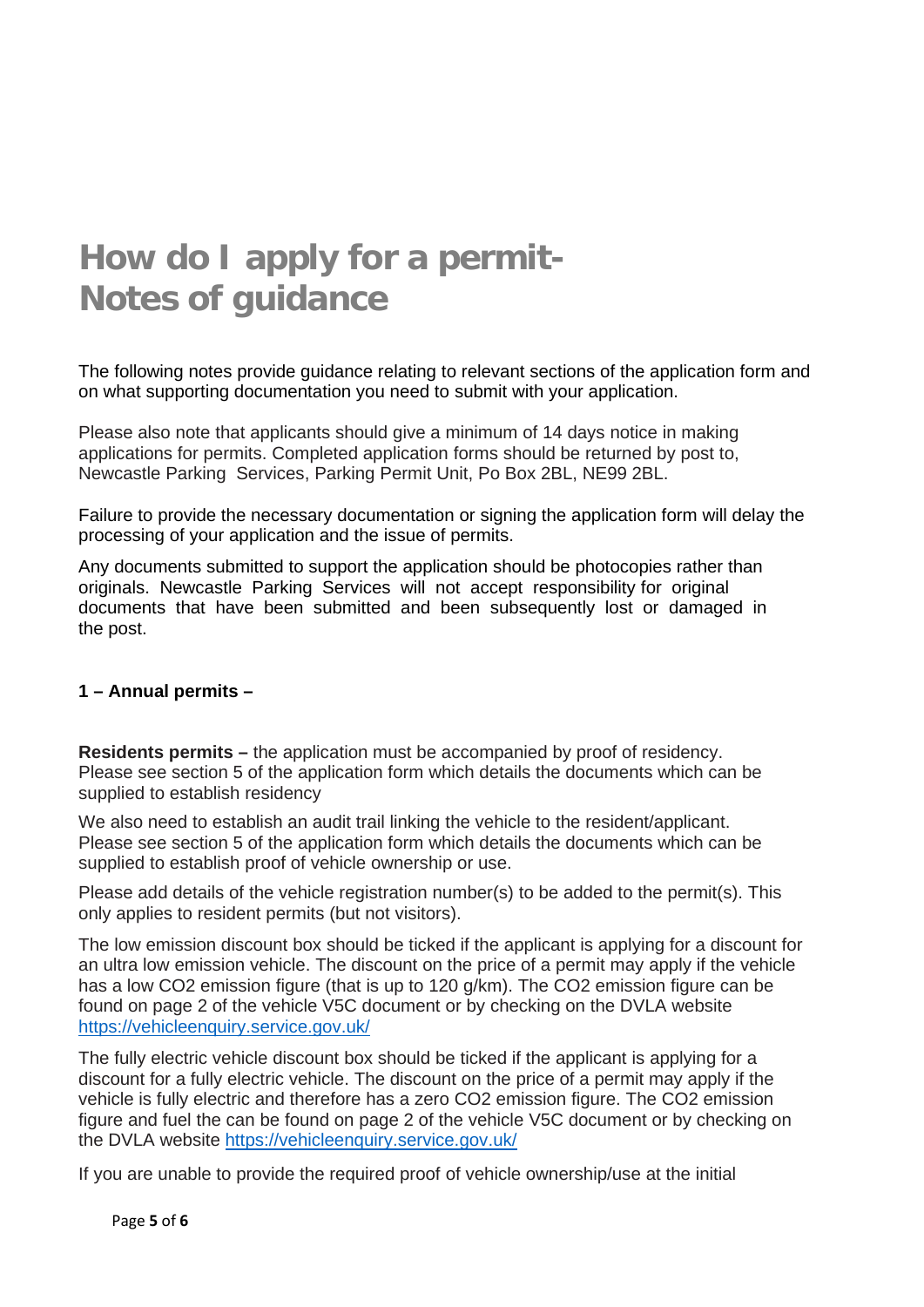# How do I apply for a permit- Notes of guidance

The following notes provide guidance relating to relevant sections of the application form and on what supporting documentation you need to submit with your application.

Please also note that applicants should give a minimum of 14 days notice in making applications for permits. Completed application forms should be returned by post to, Newcastle Parking Services, Parking Permit Unit, Po Box 2BL, NE99 2BL.

Failure to provide the necessary documentation or signing the application form will delay the processing of your application and the issue of permits.

Any documents submitted to support the application should be photocopies rather than originals. Newcastle Parking Services will not accept responsibility for original documents that have been submitted and been subsequently lost or damaged in the post.

**1 – Annual permits –**

**Residents permits –** the application must be accompanied by proof of residency. Please see section 5 of the application form which details the documents which can be supplied to establish residency

We also need to establish an audit trail linking the vehicle to the resident/applicant. Please see section 5 of the application form which details the documents which can be supplied to establish proof of vehicle ownership or use.

Please add details of the vehicle registration number(s) to be added to the permit(s). This only applies to resident permits (but not visitors).

The low emission discount box should be ticked if the applicant is applying for a discount for an ultra low emission vehicle. The discount on the price of a permit may apply if the vehicle has a low $CO_2$ emission figure (that is up to 120 g/km). The $CO_2$ emission figure can be found on page 2 of the vehicle V5C document or by checking on the DVLA website https://vehicleenquiry.service.gov.uk/

The fully electric vehicle discount box should be ticked if the applicant is applying for a discount for a fully electric vehicle. The discount on the price of a permit may apply if the vehicle is fully electric and therefore has a zero $CO_2$ emission figure. The $CO_2$ emission figure and fuel the can be found on page 2 of the vehicle V5C document or by checking on the DVLA website https://vehicleenquiry.service.gov.uk/

If you are unable to provide the required proof of vehicle ownership/use at the initial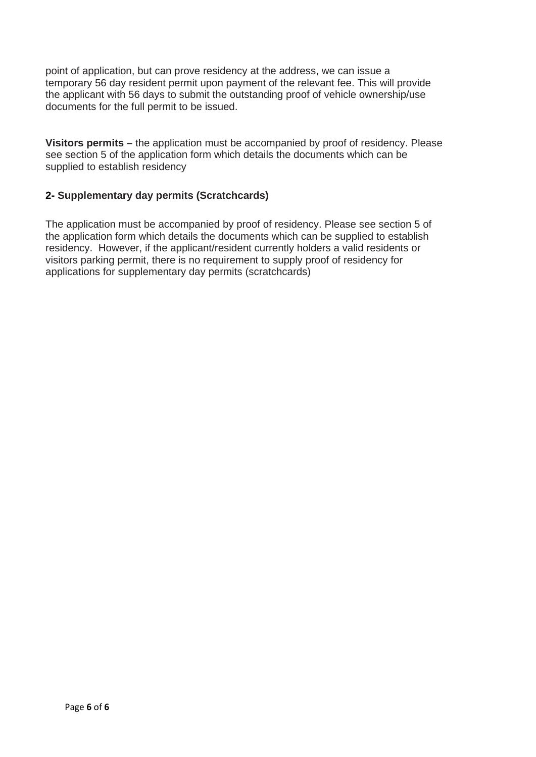point of application, but can prove residency at the address, we can issue a temporary 56 day resident permit upon payment of the relevant fee. This will provide the applicant with 56 days to submit the outstanding proof of vehicle ownership/use documents for the full permit to be issued.

**Visitors permits –** the application must be accompanied by proof of residency. Please see section 5 of the application form which details the documents which can be supplied to establish residency

### 2- Supplementary day permits (Scratchcards)

The application must be accompanied by proof of residency. Please see section 5 of the application form which details the documents which can be supplied to establish residency. However, if the applicant/resident currently holders a valid residents or visitors parking permit, there is no requirement to supply proof of residency for applications for supplementary day permits (scratchcards)